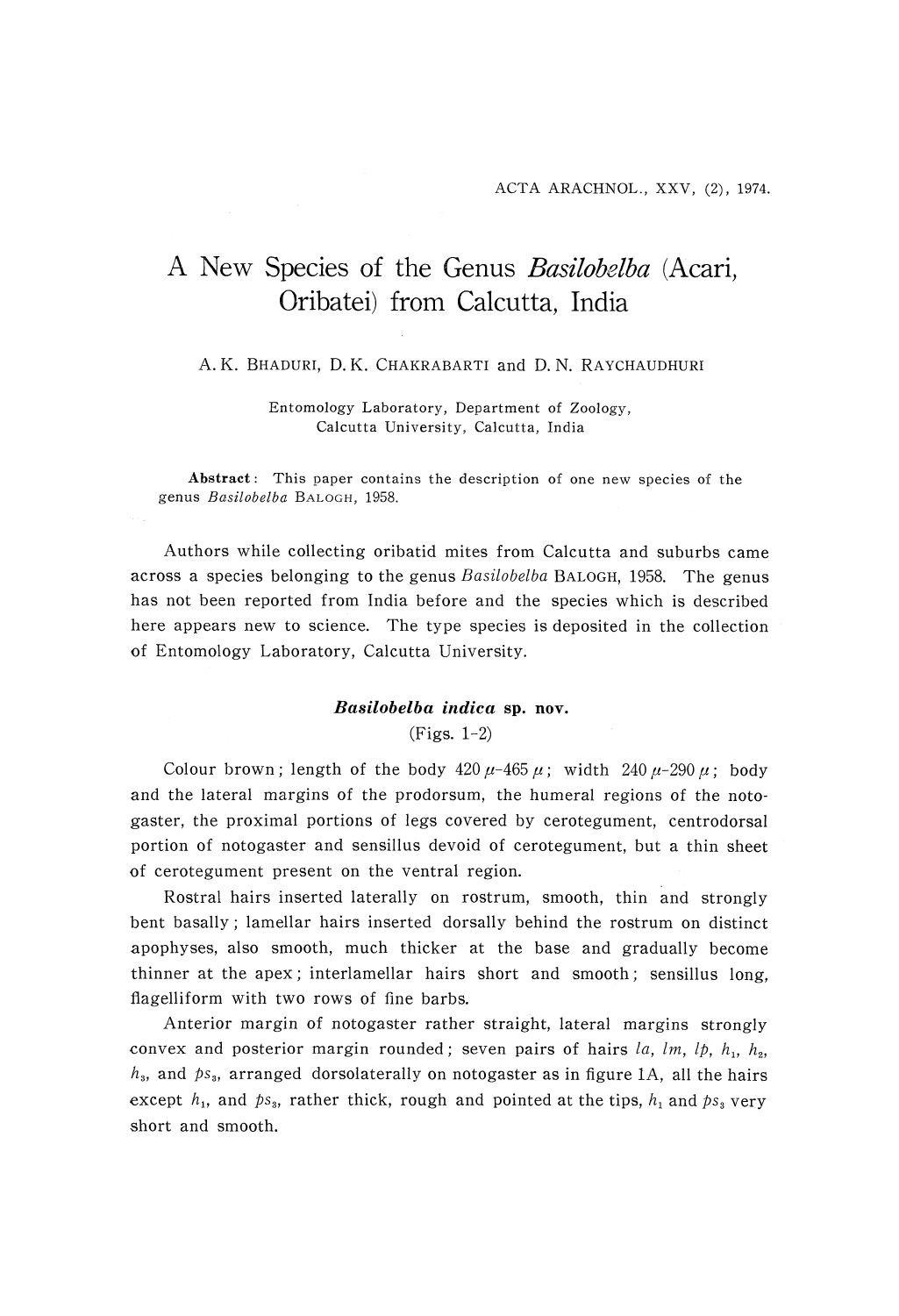# A New Species of the Genus *Basilobelba* (Acari, Oribatei) from Calcutta, India

A. K. BHADURI, D. K. CHAKRABARTI and D. N. RAYCHAUDHURI

Entomology Laboratory, Department of Zoology, Calcutta University, Calcutta, India

**Abstract**: This paper contains the description of one new species of the genus *Basilobelba* BALOGH, 1958.

Authors while collecting oribatid mites from Calcutta and suburbs came across a species belonging to the genus *Basilobelba* BALOGH, 1958. The genus has not been reported from India before and the species which is described here appears new to science. The type species is deposited in the collection of Entomology Laboratory, Calcutta University.

### *Basilobelba indica* sp. nov.

(Figs. 1-2)

Colour brown; length of the body 420 $\mu$-465 $\mu$; width 240 $\mu$-290 $\mu$; body and the lateral margins of the prodorsum, the humeral regions of the notogaster, the proximal portions of legs covered by cerotegument, centrodorsal portion of notogaster and sensillus devoid of cerotegument, but a thin sheet of cerotegument present on the ventral region.

Rostral hairs inserted laterally on rostrum, smooth, thin and strongly bent basally; lamellar hairs inserted dorsally behind the rostrum on distinct apophyses, also smooth, much thicker at the base and gradually become thinner at the apex; interlamellar hairs short and smooth; sensillus long, flagelliform with two rows of fine barbs.

Anterior margin of notogaster rather straight, lateral margins strongly convex and posterior margin rounded; seven pairs of hairs *la*, *lm*, *lp*, $h_1$, $h_2$, $h_3$, and $ps_3$, arranged dorsolaterally on notogaster as in figure 1A, all the hairs except $h_1$, and $ps_3$, rather thick, rough and pointed at the tips, $h_1$ and $ps_3$ very short and smooth.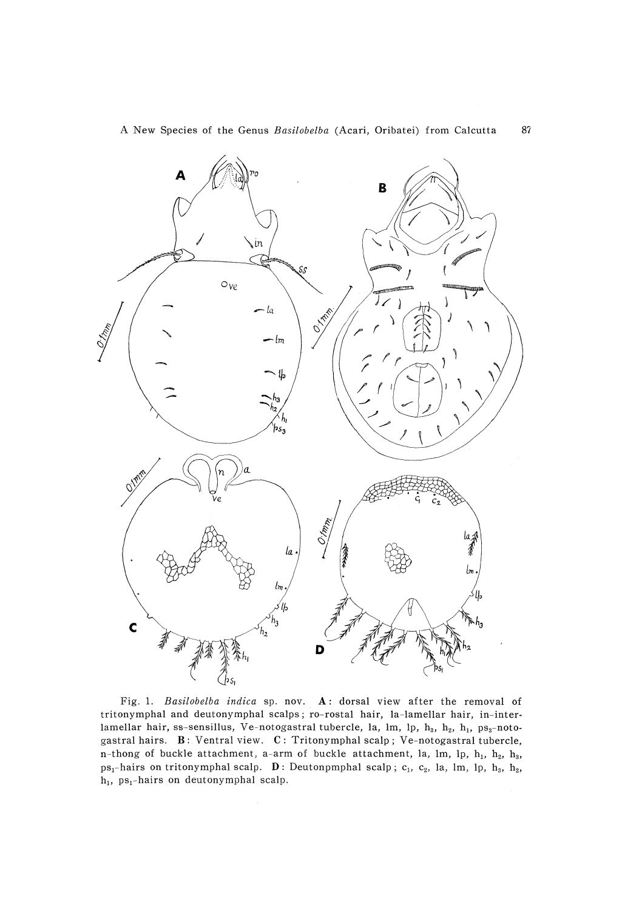Fig. 1. *Basilobelba indica* sp. nov. **A**: dorsal view after the removal of tritonymphal and deutonymphal scalps; ro-rostal hair, la-lamellar hair, in-interlamellar hair, ss-sensillus, Ve-notogastral tubercle, la, lm, lp, $h_3$, $h_2$, $h_1$, $ps_3$-notogastral hairs. **B**: Ventral view. **C**: Tritonymphal scalp; Ve-notogastral tubercle, n-thong of buckle attachment, a-arm of buckle attachment, la, lm, lp, $h_1$, $h_2$, $h_3$, $ps_1$-hairs on tritonymphal scalp. **D**: Deutonpmphal scalp; $c_1$, $c_2$, la, lm, lp, $h_3$, $h_2$, $h_1$, $ps_1$-hairs on deutonymphal scalp.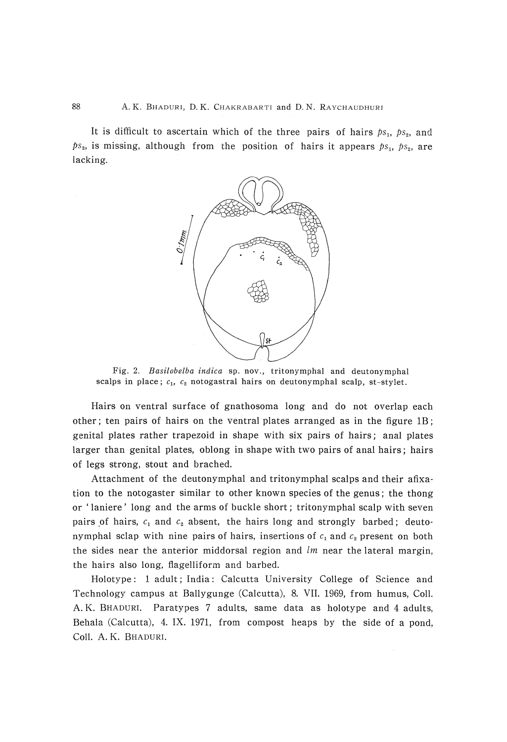It is difficult to ascertain which of the three pairs of hairs $ps_1$, $ps_2$, and $ps_3$, is missing, although from the position of hairs it appears $ps_1$, $ps_2$, are lacking.

Fig. 2. *Basilobelba indica* sp. nov., tritonymphal and deutonymphal scalps in place; $c_1$, $c_2$ notogastral hairs on deutonymphal scalp, st-stylet.

Hairs on ventral surface of gnathosoma long and do not overlap each other; ten pairs of hairs on the ventral plates arranged as in the figure 1B; genital plates rather trapezoid in shape with six pairs of hairs; anal plates larger than genital plates, oblong in shape with two pairs of anal hairs; hairs of legs strong, stout and brached.

Attachment of the deutonymphal and tritonymphal scalps and their afixation to the notogaster similar to other known species of the genus; the thong or 'laniere' long and the arms of buckle short; tritonymphal scalp with seven pairs of hairs, $c_1$ and $c_2$ absent, the hairs long and strongly barbed; deutonymphal sclap with nine pairs of hairs, insertions of $c_1$ and $c_2$ present on both the sides near the anterior middorsal region and *lm* near the lateral margin, the hairs also long, flagelliform and barbed.

Holotype: 1 adult; India: Calcutta University College of Science and Technology campus at Ballygunge (Calcutta), 8. VII. 1969, from humus, Coll. A. K. BHADURI. Paratypes 7 adults, same data as holotype and 4 adults, Behala (Calcutta), 4. IX. 1971, from compost heaps by the side of a pond, Coll. A. K. BHADURI.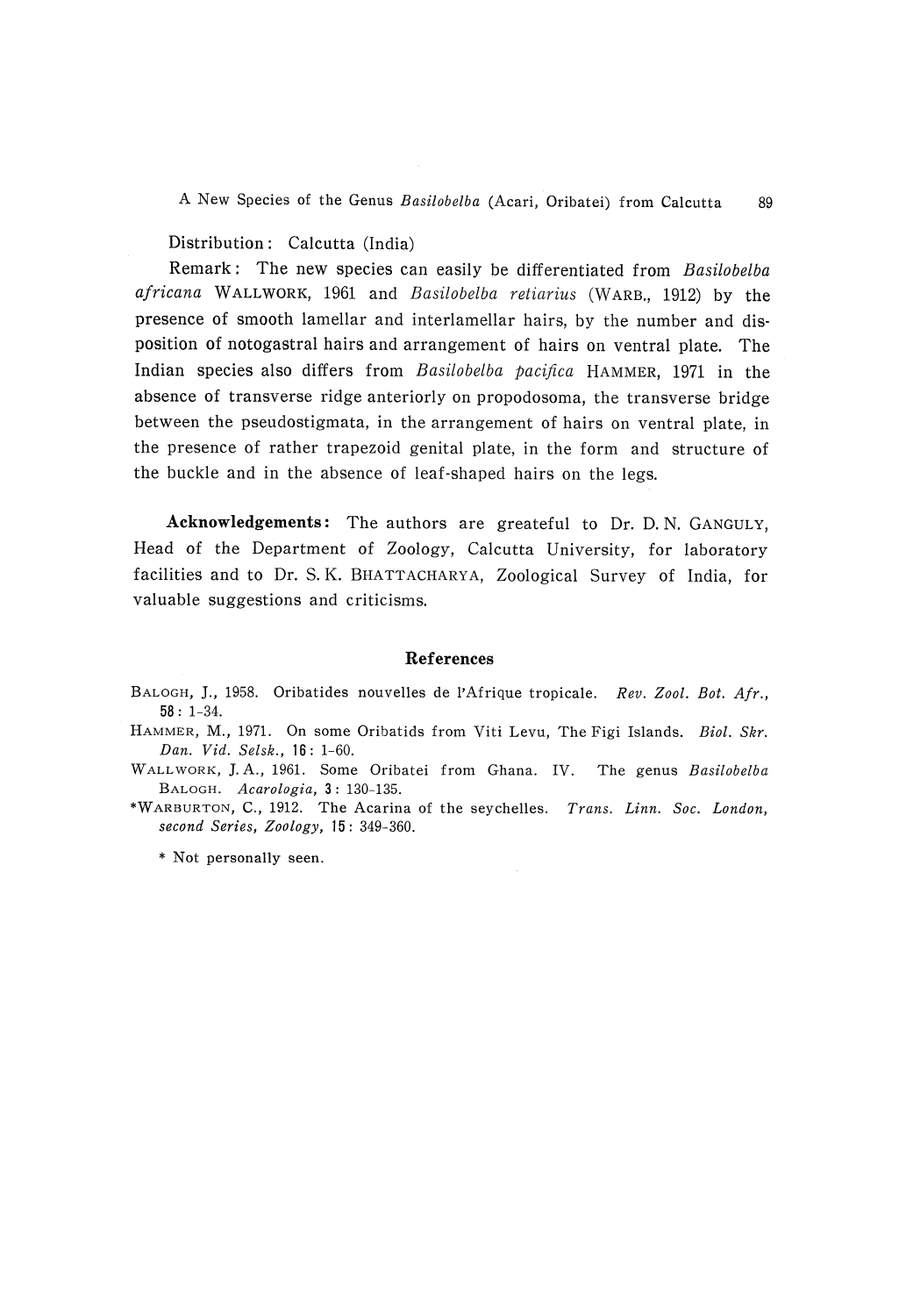Distribution: Calcutta (India)

Remark: The new species can easily be differentiated from *Basilobelba africana* WALLWORK, 1961 and *Basilobelba retiarius* (WARB., 1912) by the presence of smooth lamellar and interlamellar hairs, by the number and disposition of notogastral hairs and arrangement of hairs on ventral plate. The Indian species also differs from *Basilobelba pacifica* HAMMER, 1971 in the absence of transverse ridge anteriorly on propodosoma, the transverse bridge between the pseudostigmata, in the arrangement of hairs on ventral plate, in the presence of rather trapezoid genital plate, in the form and structure of the buckle and in the absence of leaf-shaped hairs on the legs.

**Acknowledgements:** The authors are greateful to Dr. D. N. GANGULY, Head of the Department of Zoology, Calcutta University, for laboratory facilities and to Dr. S. K. BHATTACHARYA, Zoological Survey of India, for valuable suggestions and criticisms.

## References

BALOGH, J., 1958. Oribatides nouvelles de l'Afrique tropicale. *Rev. Zool. Bot. Afr.*, **58**: 1-34.

HAMMER, M., 1971. On some Oribatids from Viti Levu, The Figi Islands. *Biol. Skr. Dan. Vid. Selsk.*, **16**: 1-60.

WALLWORK, J. A., 1961. Some Oribatei from Ghana. IV. The genus *Basilobelba* BALOGH. *Acarologia*, **3**: 130-135.

*WARBURTON, C., 1912. The Acarina of the seychelles. *Trans. Linn. Soc. London, second Series, Zoology*, **15**: 349-360.

\* Not personally seen.